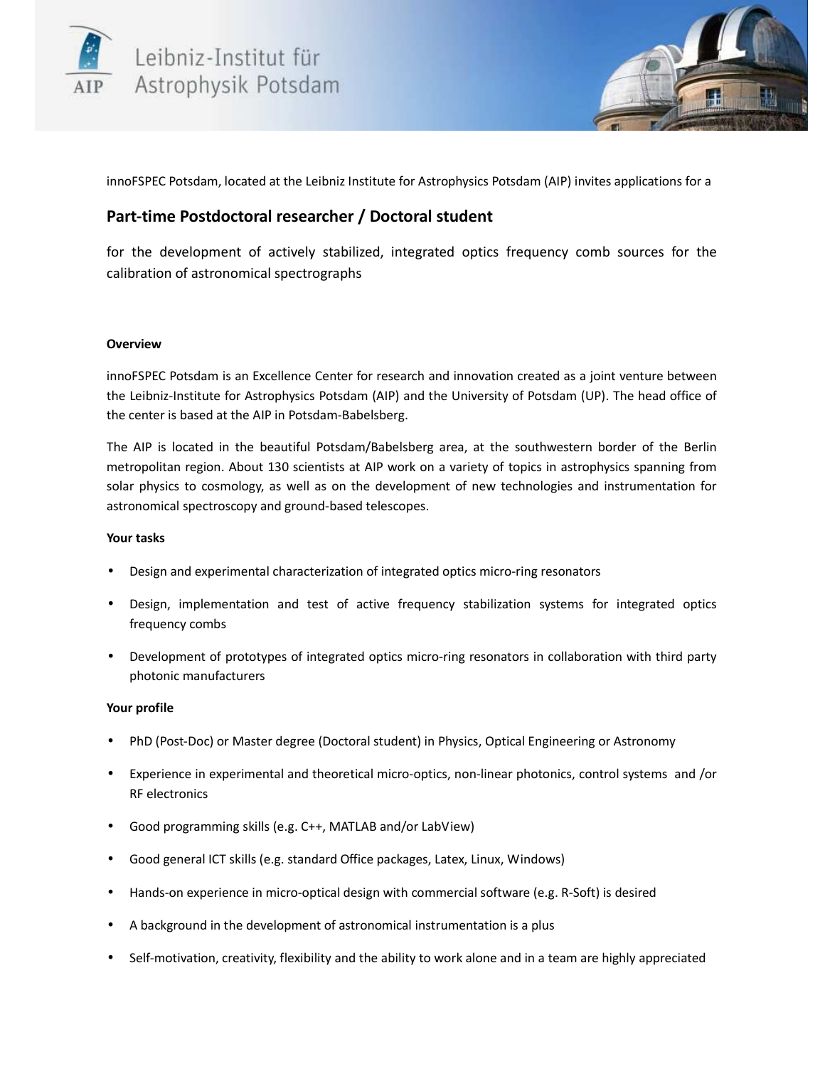Leibniz-Institut für Astrophysik Potsdam

innoFSPEC Potsdam, located at the Leibniz Institute for Astrophysics Potsdam (AIP) invites applications for a

## Part-time Postdoctoral researcher / Doctoral student

for the development of actively stabilized, integrated optics frequency comb sources for the calibration of astronomical spectrographs

**Overview**

innoFSPEC Potsdam is an Excellence Center for research and innovation created as a joint venture between the Leibniz-Institute for Astrophysics Potsdam (AIP) and the University of Potsdam (UP). The head office of the center is based at the AIP in Potsdam-Babelsberg.

The AIP is located in the beautiful Potsdam/Babelsberg area, at the southwestern border of the Berlin metropolitan region. About 130 scientists at AIP work on a variety of topics in astrophysics spanning from solar physics to cosmology, as well as on the development of new technologies and instrumentation for astronomical spectroscopy and ground-based telescopes.

**Your tasks**

- Design and experimental characterization of integrated optics micro-ring resonators
- Design, implementation and test of active frequency stabilization systems for integrated optics frequency combs
- Development of prototypes of integrated optics micro-ring resonators in collaboration with third party photonic manufacturers

**Your profile**

- PhD (Post-Doc) or Master degree (Doctoral student) in Physics, Optical Engineering or Astronomy
- Experience in experimental and theoretical micro-optics, non-linear photonics, control systems and /or RF electronics
- Good programming skills (e.g. C++, MATLAB and/or LabView)
- Good general ICT skills (e.g. standard Office packages, Latex, Linux, Windows)
- Hands-on experience in micro-optical design with commercial software (e.g. R-Soft) is desired
- A background in the development of astronomical instrumentation is a plus
- Self-motivation, creativity, flexibility and the ability to work alone and in a team are highly appreciated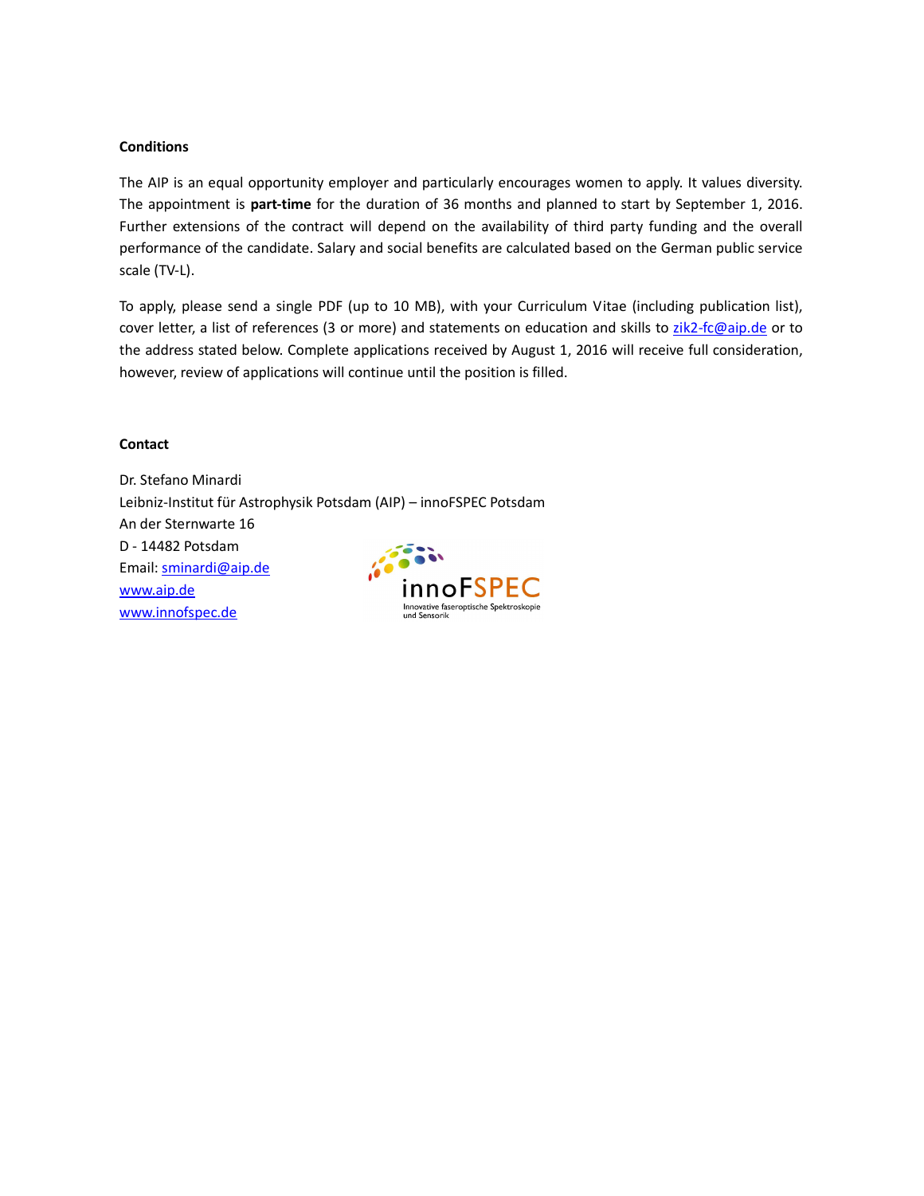**Conditions**

The AIP is an equal opportunity employer and particularly encourages women to apply. It values diversity. The appointment is **part-time** for the duration of 36 months and planned to start by September 1, 2016. Further extensions of the contract will depend on the availability of third party funding and the overall performance of the candidate. Salary and social benefits are calculated based on the German public service scale (TV-L).

To apply, please send a single PDF (up to 10 MB), with your Curriculum Vitae (including publication list), cover letter, a list of references (3 or more) and statements on education and skills to zik2-fc@aip.de or to the address stated below. Complete applications received by August 1, 2016 will receive full consideration, however, review of applications will continue until the position is filled.

**Contact**

Dr. Stefano Minardi
Leibniz-Institut für Astrophysik Potsdam (AIP) – innoFSPEC Potsdam
An der Sternwarte 16
D - 14482 Potsdam
Email: sminardi@aip.de
www.aip.de
www.innofspec.de

innoFSPEC
Innovative faseroptische Spektroskopie und Sensorik